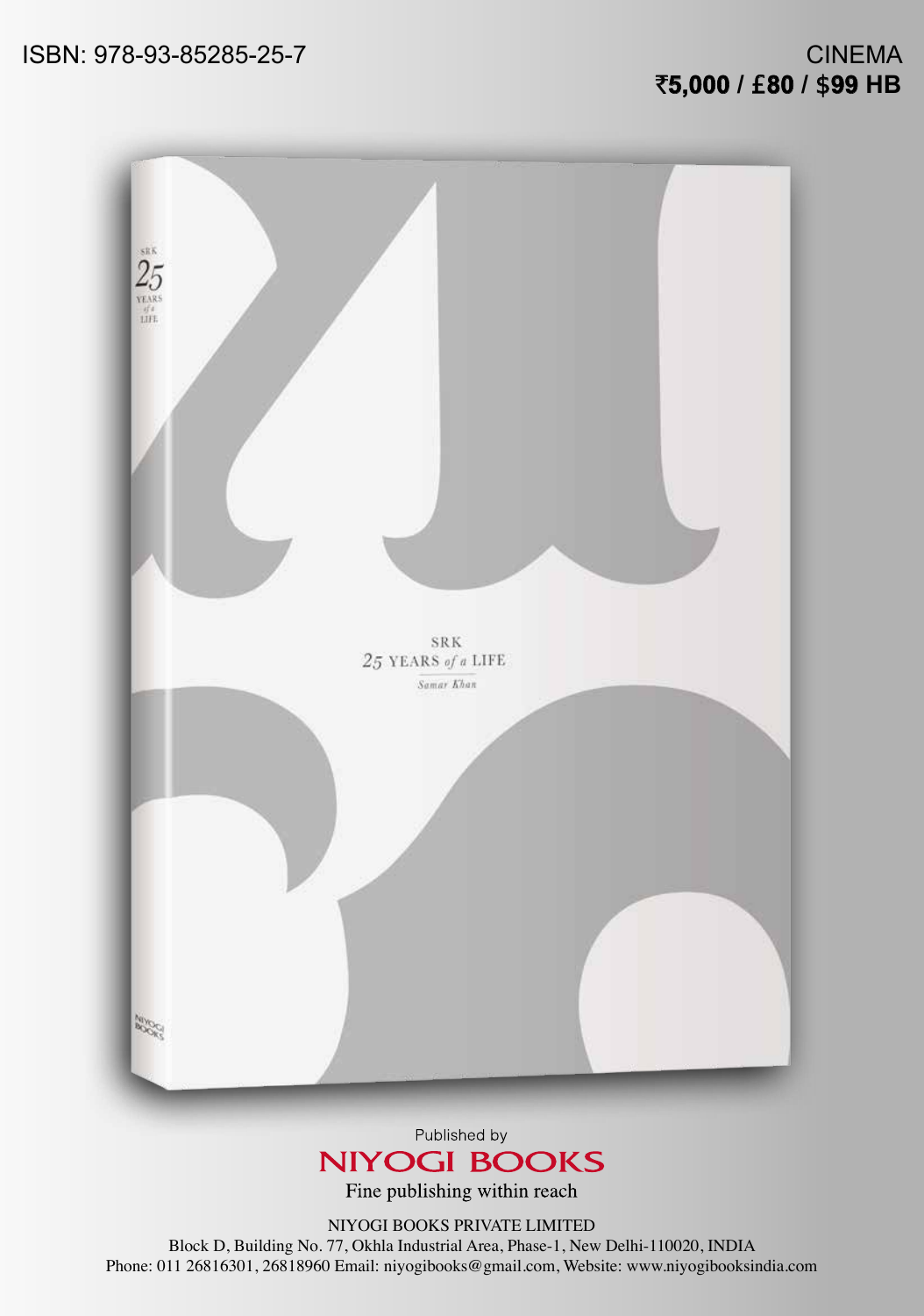ISBN: 978-93-85285-25-7

CINEMA
**₹5,000 / £80 / $99 HB**

SRK
25 YEARS *of a* LIFE
*Samar Khan*

Published by
**NIYOGI BOOKS**
Fine publishing within reach

NIYOGI BOOKS PRIVATE LIMITED
Block D, Building No. 77, Okhla Industrial Area, Phase-1, New Delhi-110020, INDIA
Phone: 011 26816301, 26818960 Email: niyogibooks@gmail.com, Website: www.niyogibooksindia.com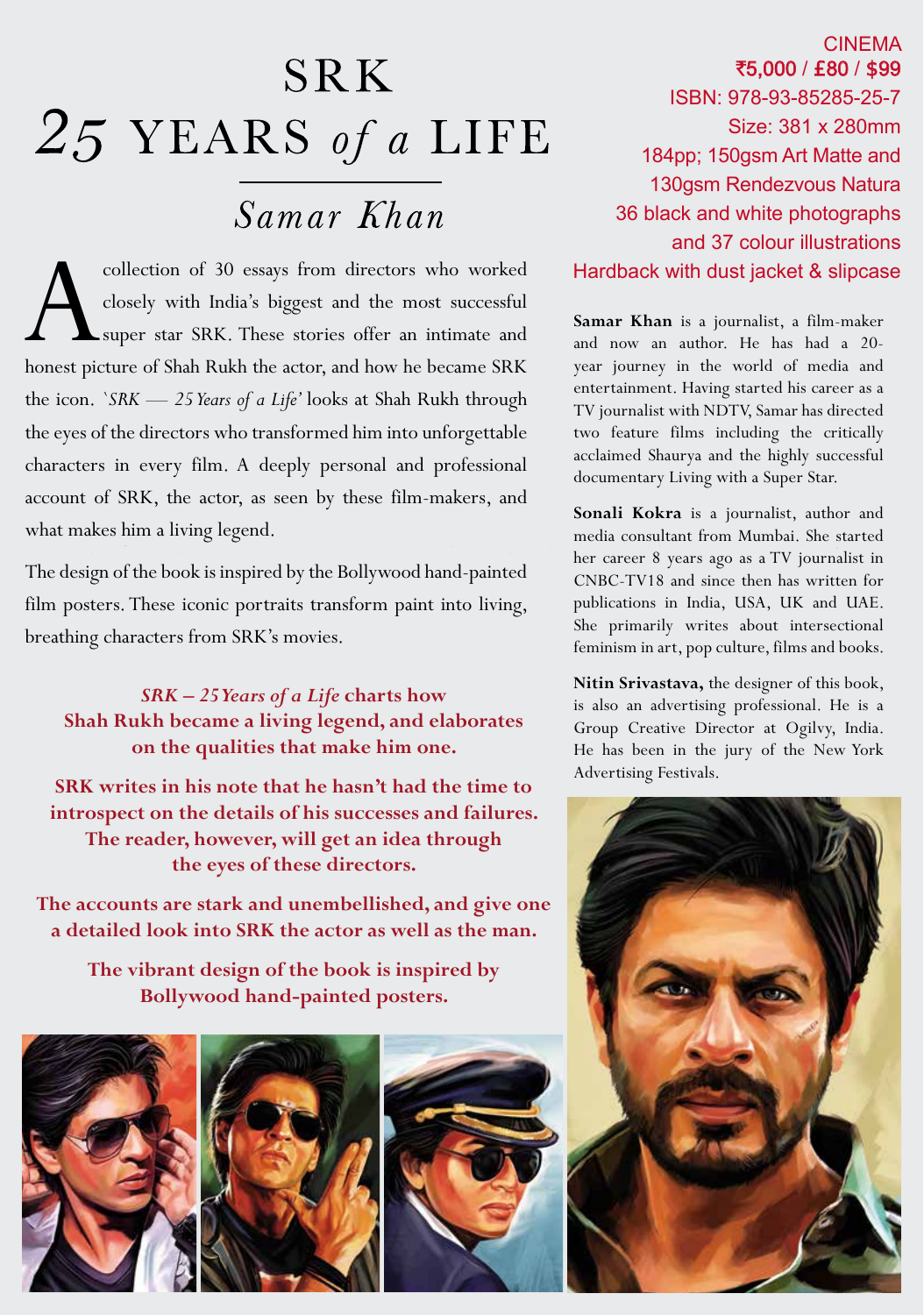# SRK
# 25 YEARS *of a* LIFE

## *Samar Khan*

A collection of 30 essays from directors who worked closely with India's biggest and the most successful super star SRK. These stories offer an intimate and honest picture of Shah Rukh the actor, and how he became SRK the icon. *`SRK — 25 Years of a Life'* looks at Shah Rukh through the eyes of the directors who transformed him into unforgettable characters in every film. A deeply personal and professional account of SRK, the actor, as seen by these film-makers, and what makes him a living legend.

The design of the book is inspired by the Bollywood hand-painted film posters. These iconic portraits transform paint into living, breathing characters from SRK's movies.

***SRK – 25 Years of a Life* charts how Shah Rukh became a living legend, and elaborates on the qualities that make him one.**

**SRK writes in his note that he hasn't had the time to introspect on the details of his successes and failures. The reader, however, will get an idea through the eyes of these directors.**

**The accounts are stark and unembellished, and give one a detailed look into SRK the actor as well as the man.**

**The vibrant design of the book is inspired by Bollywood hand-painted posters.**

CINEMA
₹5,000 / £80 / $99
ISBN: 978-93-85285-25-7
Size: 381 x 280mm
184pp; 150gsm Art Matte and 130gsm Rendezvous Natura
36 black and white photographs and 37 colour illustrations
Hardback with dust jacket & slipcase

**Samar Khan** is a journalist, a film-maker and now an author. He has had a 20-year journey in the world of media and entertainment. Having started his career as a TV journalist with NDTV, Samar has directed two feature films including the critically acclaimed Shaurya and the highly successful documentary Living with a Super Star.

**Sonali Kokra** is a journalist, author and media consultant from Mumbai. She started her career 8 years ago as a TV journalist in CNBC-TV18 and since then has written for publications in India, USA, UK and UAE. She primarily writes about intersectional feminism in art, pop culture, films and books.

**Nitin Srivastava,** the designer of this book, is also an advertising professional. He is a Group Creative Director at Ogilvy, India. He has been in the jury of the New York Advertising Festivals.